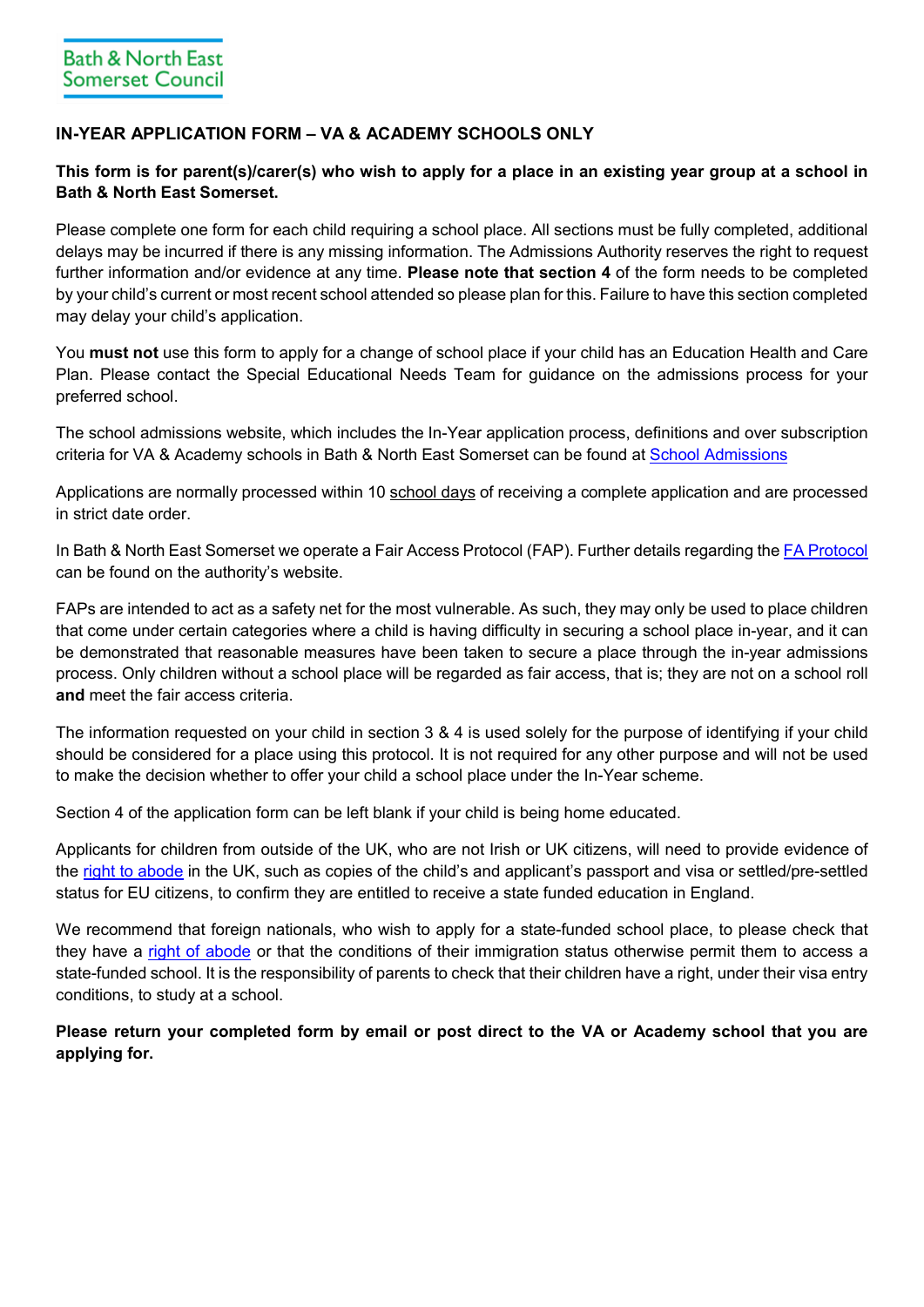Bath & North East Somerset Council

## IN-YEAR APPLICATION FORM – VA & ACADEMY SCHOOLS ONLY

**This form is for parent(s)/carer(s) who wish to apply for a place in an existing year group at a school in Bath & North East Somerset.**

Please complete one form for each child requiring a school place. All sections must be fully completed, additional delays may be incurred if there is any missing information. The Admissions Authority reserves the right to request further information and/or evidence at any time. **Please note that section 4** of the form needs to be completed by your child's current or most recent school attended so please plan for this. Failure to have this section completed may delay your child's application.

You **must not** use this form to apply for a change of school place if your child has an Education Health and Care Plan. Please contact the Special Educational Needs Team for guidance on the admissions process for your preferred school.

The school admissions website, which includes the In-Year application process, definitions and over subscription criteria for VA & Academy schools in Bath & North East Somerset can be found at School Admissions

Applications are normally processed within 10 school days of receiving a complete application and are processed in strict date order.

In Bath & North East Somerset we operate a Fair Access Protocol (FAP). Further details regarding the FA Protocol can be found on the authority's website.

FAPs are intended to act as a safety net for the most vulnerable. As such, they may only be used to place children that come under certain categories where a child is having difficulty in securing a school place in-year, and it can be demonstrated that reasonable measures have been taken to secure a place through the in-year admissions process. Only children without a school place will be regarded as fair access, that is; they are not on a school roll **and** meet the fair access criteria.

The information requested on your child in section 3 & 4 is used solely for the purpose of identifying if your child should be considered for a place using this protocol. It is not required for any other purpose and will not be used to make the decision whether to offer your child a school place under the In-Year scheme.

Section 4 of the application form can be left blank if your child is being home educated.

Applicants for children from outside of the UK, who are not Irish or UK citizens, will need to provide evidence of the right to abode in the UK, such as copies of the child's and applicant's passport and visa or settled/pre-settled status for EU citizens, to confirm they are entitled to receive a state funded education in England.

We recommend that foreign nationals, who wish to apply for a state-funded school place, to please check that they have a right of abode or that the conditions of their immigration status otherwise permit them to access a state-funded school. It is the responsibility of parents to check that their children have a right, under their visa entry conditions, to study at a school.

**Please return your completed form by email or post direct to the VA or Academy school that you are applying for.**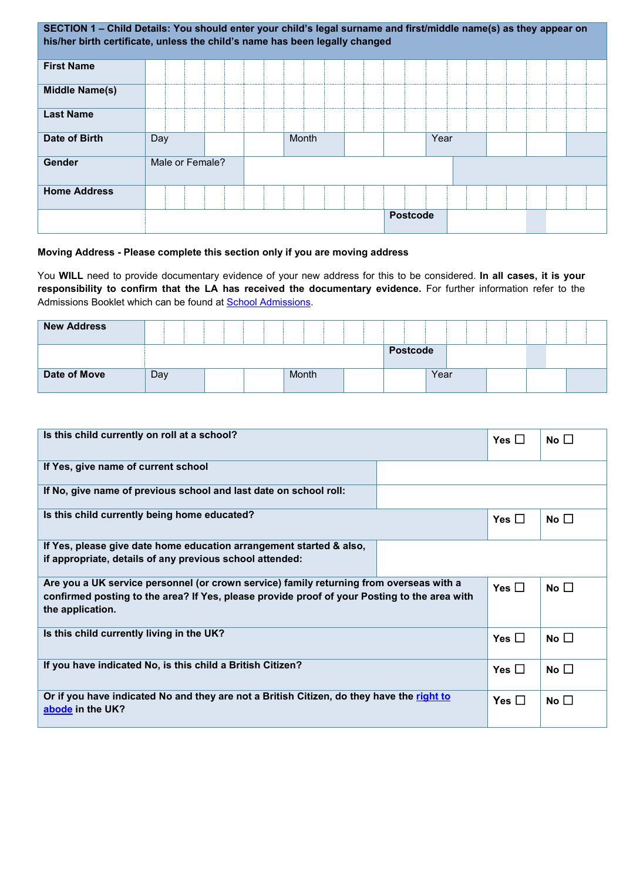| SECTION 1 – Child Details: You should enter your child's legal surname and first/middle name(s) as they appear on his/her birth certificate, unless the child's name has been legally changed | | | | | | |
|---|---|---|---|---|---|---|
| **First Name** | | | | | | |
| **Middle Name(s)** | | | | | | |
| **Last Name** | | | | | | |
| **Date of Birth** | Day | | Month | | Year | |
| **Gender** | Male or Female? | | | | | |
| **Home Address** | | | | | | |
| | | | Postcode | | | |

**Moving Address - Please complete this section only if you are moving address**

You **WILL** need to provide documentary evidence of your new address for this to be considered. **In all cases, it is your responsibility to confirm that the LA has received the documentary evidence.** For further information refer to the Admissions Booklet which can be found at School Admissions.

| **New Address** | | | | | | |
|---|---|---|---|---|---|---|
| | | | Postcode | | | |
| **Date of Move** | Day | | Month | | Year | |

| | | |
|---|---|---|
| **Is this child currently on roll at a school?** | **Yes** ☐ | **No** ☐ |
| **If Yes, give name of current school** | | |
| **If No, give name of previous school and last date on school roll:** | | |
| **Is this child currently being home educated?** | **Yes** ☐ | **No** ☐ |
| **If Yes, please give date home education arrangement started & also, if appropriate, details of any previous school attended:** | | |
| **Are you a UK service personnel (or crown service) family returning from overseas with a confirmed posting to the area? If Yes, please provide proof of your Posting to the area with the application.** | **Yes** ☐ | **No** ☐ |
| **Is this child currently living in the UK?** | **Yes** ☐ | **No** ☐ |
| **If you have indicated No, is this child a British Citizen?** | **Yes** ☐ | **No** ☐ |
| **Or if you have indicated No and they are not a British Citizen, do they have the right to abode in the UK?** | **Yes** ☐ | **No** ☐ |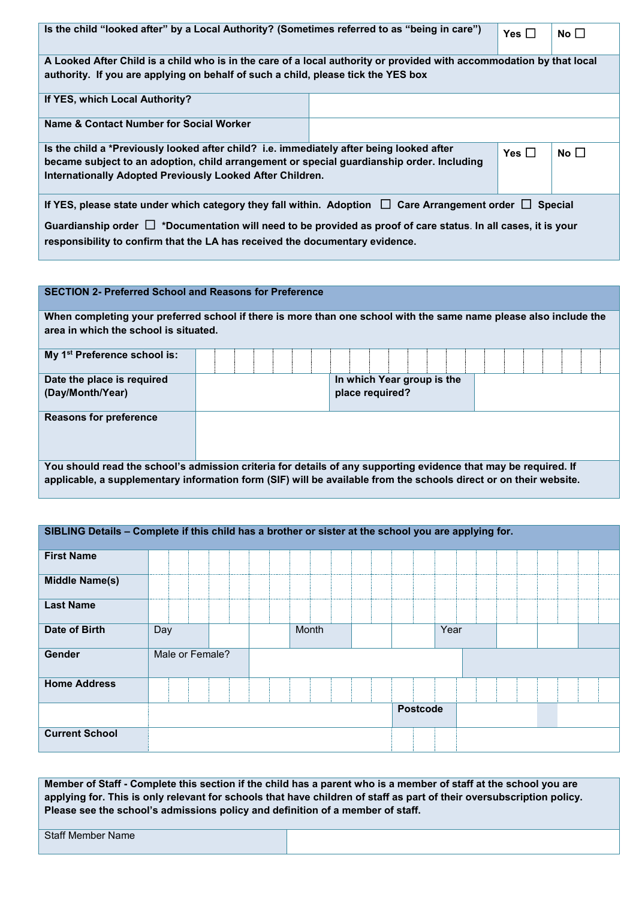| Is the child "looked after" by a Local Authority? (Sometimes referred to as "being in care") | Yes ☐ | No ☐ |
|---|---|---|
| A Looked After Child is a child who is in the care of a local authority or provided with accommodation by that local authority. If you are applying on behalf of such a child, please tick the YES box | | |
| If YES, which Local Authority? | | |
| Name & Contact Number for Social Worker | | |
| Is the child a *Previously looked after child? i.e. immediately after being looked after became subject to an adoption, child arrangement or special guardianship order. Including Internationally Adopted Previously Looked After Children. | Yes ☐ | No ☐ |
| If YES, please state under which category they fall within. Adoption ☐ Care Arrangement order ☐ Special Guardianship order ☐ *Documentation will need to be provided as proof of care status. In all cases, it is your responsibility to confirm that the LA has received the documentary evidence. | | |

| SECTION 2- Preferred School and Reasons for Preference | | | |
|---|---|---|---|
| When completing your preferred school if there is more than one school with the same name please also include the area in which the school is situated. | | | |
| My 1st Preference school is: | | | |
| Date the place is required (Day/Month/Year) | | In which Year group is the place required? | |
| Reasons for preference | | | |
| You should read the school's admission criteria for details of any supporting evidence that may be required. If applicable, a supplementary information form (SIF) will be available from the schools direct or on their website. | | | |

| SIBLING Details – Complete if this child has a brother or sister at the school you are applying for. | | | | | |
|---|---|---|---|---|---|
| First Name | | | | | |
| Middle Name(s) | | | | | |
| Last Name | | | | | |
| Date of Birth | Day | | Month | | Year |
| Gender | Male or Female? | | | | |
| Home Address | | | | | |
| | | | Postcode | | |
| Current School | | | | | |

| Member of Staff - Complete this section if the child has a parent who is a member of staff at the school you are applying for. This is only relevant for schools that have children of staff as part of their oversubscription policy. Please see the school's admissions policy and definition of a member of staff. | |
|---|---|
| Staff Member Name | |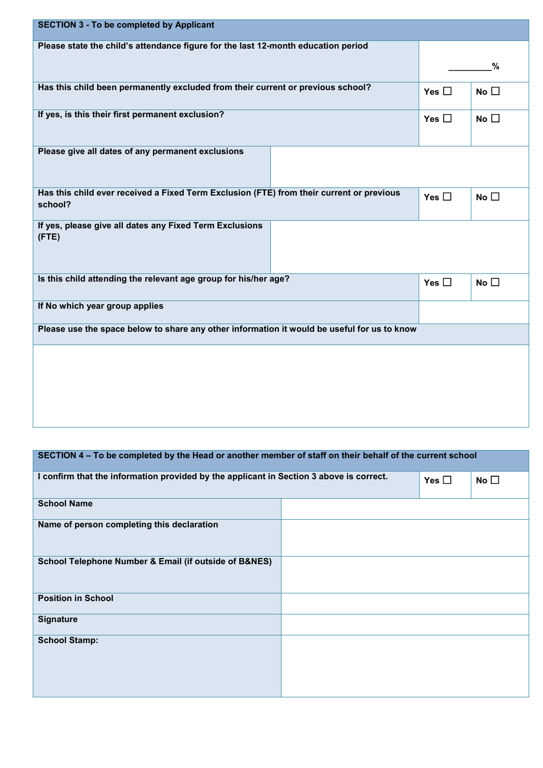| SECTION 3 - To be completed by Applicant | | |
|---|---|---|
| Please state the child's attendance figure for the last 12-month education period | _________% | |
| Has this child been permanently excluded from their current or previous school? | Yes ☐ | No ☐ |
| If yes, is this their first permanent exclusion? | Yes ☐ | No ☐ |
| Please give all dates of any permanent exclusions | | |
| Has this child ever received a Fixed Term Exclusion (FTE) from their current or previous school? | Yes ☐ | No ☐ |
| If yes, please give all dates any Fixed Term Exclusions (FTE) | | |
| Is this child attending the relevant age group for his/her age? | Yes ☐ | No ☐ |
| If No which year group applies | | |
| Please use the space below to share any other information it would be useful for us to know | | |
| | | |

| SECTION 4 – To be completed by the Head or another member of staff on their behalf of the current school | | |
|---|---|---|
| I confirm that the information provided by the applicant in Section 3 above is correct. | Yes ☐ | No ☐ |
| School Name | | |
| Name of person completing this declaration | | |
| School Telephone Number & Email (if outside of B&NES) | | |
| Position in School | | |
| Signature | | |
| School Stamp: | | |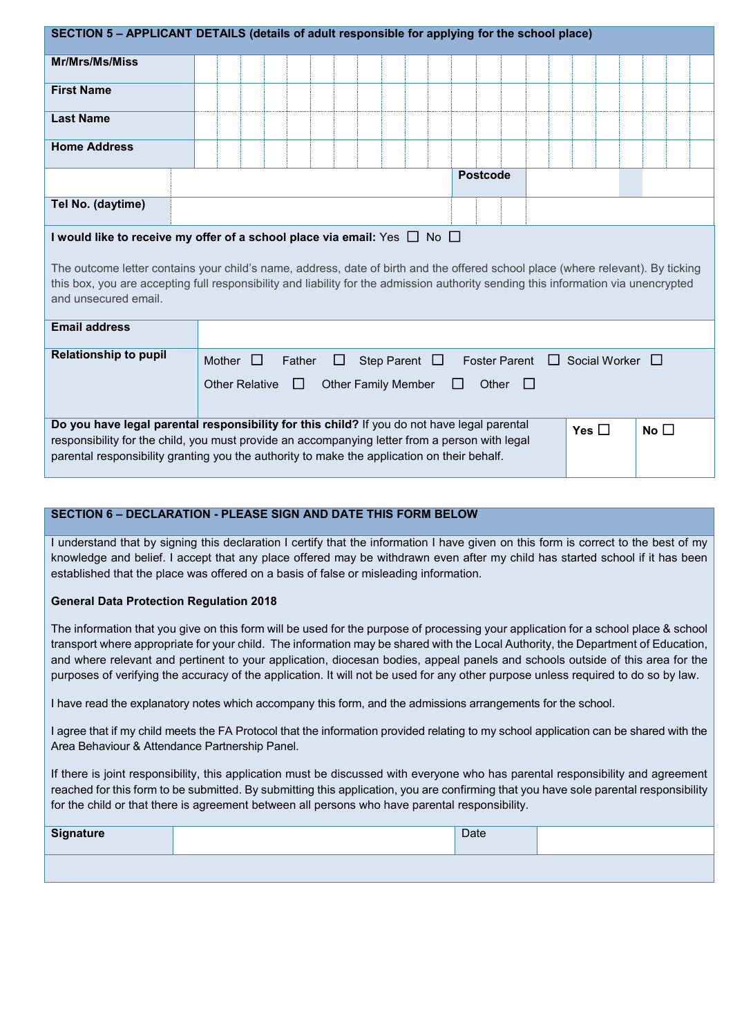## SECTION 5 – APPLICANT DETAILS (details of adult responsible for applying for the school place)

| | |
|---|---|
| **Mr/Mrs/Ms/Miss** | |
| **First Name** | |
| **Last Name** | |
| **Home Address** | |
| | **Postcode** |
| **Tel No. (daytime)** | |

**I would like to receive my offer of a school place via email:** Yes ☐ No ☐

The outcome letter contains your child's name, address, date of birth and the offered school place (where relevant). By ticking this box, you are accepting full responsibility and liability for the admission authority sending this information via unencrypted and unsecured email.

| | |
|---|---|
| **Email address** | |
| **Relationship to pupil** | Mother ☐ Father ☐ Step Parent ☐ Foster Parent ☐ Social Worker ☐ Other Relative ☐ Other Family Member ☐ Other ☐ |

| | | |
|---|---|---|
| **Do you have legal parental responsibility for this child?** If you do not have legal parental responsibility for the child, you must provide an accompanying letter from a person with legal parental responsibility granting you the authority to make the application on their behalf. | **Yes** ☐ | **No** ☐ |

## SECTION 6 – DECLARATION - PLEASE SIGN AND DATE THIS FORM BELOW

I understand that by signing this declaration I certify that the information I have given on this form is correct to the best of my knowledge and belief. I accept that any place offered may be withdrawn even after my child has started school if it has been established that the place was offered on a basis of false or misleading information.

**General Data Protection Regulation 2018**

The information that you give on this form will be used for the purpose of processing your application for a school place & school transport where appropriate for your child. The information may be shared with the Local Authority, the Department of Education, and where relevant and pertinent to your application, diocesan bodies, appeal panels and schools outside of this area for the purposes of verifying the accuracy of the application. It will not be used for any other purpose unless required to do so by law.

I have read the explanatory notes which accompany this form, and the admissions arrangements for the school.

I agree that if my child meets the FA Protocol that the information provided relating to my school application can be shared with the Area Behaviour & Attendance Partnership Panel.

If there is joint responsibility, this application must be discussed with everyone who has parental responsibility and agreement reached for this form to be submitted. By submitting this application, you are confirming that you have sole parental responsibility for the child or that there is agreement between all persons who have parental responsibility.

| | | | |
|---|---|---|---|
| **Signature** | | Date | |